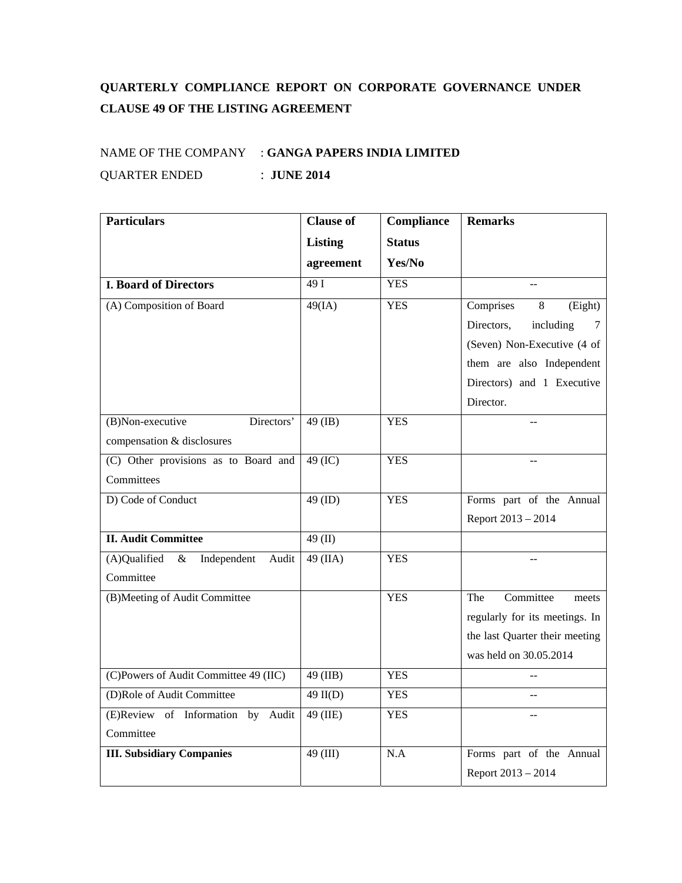# QUARTERLY COMPLIANCE REPORT ON CORPORATE GOVERNANCE UNDER CLAUSE 49 OF THE LISTING AGREEMENT

NAME OF THE COMPANY : **GANGA PAPERS INDIA LIMITED**

QUARTER ENDED : **JUNE 2014**

| **Particulars** | **Clause of Listing agreement** | **Compliance Status Yes/No** | **Remarks** |
|---|---|---|---|
| **I. Board of Directors** | 49 I | YES | -- |
| (A) Composition of Board | 49(IA) | YES | Comprises 8 (Eight) Directors, including 7 (Seven) Non-Executive (4 of them are also Independent Directors) and 1 Executive Director. |
| (B)Non-executive Directors' compensation & disclosures | 49 (IB) | YES | -- |
| (C) Other provisions as to Board and Committees | 49 (IC) | YES | -- |
| D) Code of Conduct | 49 (ID) | YES | Forms part of the Annual Report 2013 – 2014 |
| **II. Audit Committee** | 49 (II) | | |
| (A)Qualified & Independent Audit Committee | 49 (IIA) | YES | -- |
| (B)Meeting of Audit Committee | | YES | The Committee meets regularly for its meetings. In the last Quarter their meeting was held on 30.05.2014 |
| (C)Powers of Audit Committee 49 (IIC) | 49 (IIB) | YES | -- |
| (D)Role of Audit Committee | 49 II(D) | YES | -- |
| (E)Review of Information by Audit Committee | 49 (IIE) | YES | -- |
| **III. Subsidiary Companies** | 49 (III) | N.A | Forms part of the Annual Report 2013 – 2014 |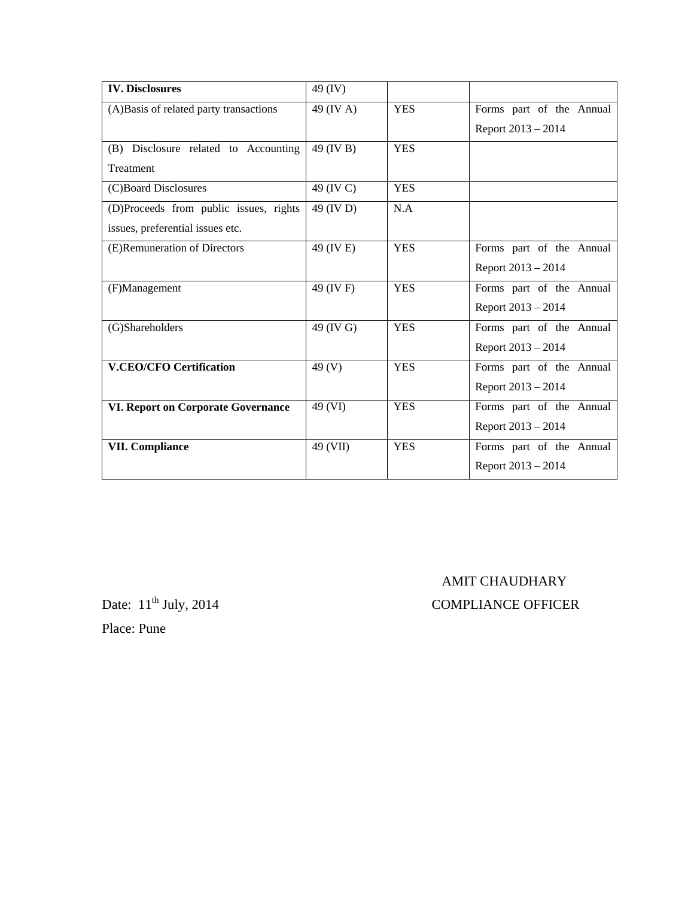| | | | |
|---|---|---|---|
| **IV. Disclosures** | 49 (IV) | | |
| (A)Basis of related party transactions | 49 (IV A) | YES | Forms part of the Annual Report 2013 – 2014 |
| (B) Disclosure related to Accounting Treatment | 49 (IV B) | YES | |
| (C)Board Disclosures | 49 (IV C) | YES | |
| (D)Proceeds from public issues, rights issues, preferential issues etc. | 49 (IV D) | N.A | |
| (E)Remuneration of Directors | 49 (IV E) | YES | Forms part of the Annual Report 2013 – 2014 |
| (F)Management | 49 (IV F) | YES | Forms part of the Annual Report 2013 – 2014 |
| (G)Shareholders | 49 (IV G) | YES | Forms part of the Annual Report 2013 – 2014 |
| **V.CEO/CFO Certification** | 49 (V) | YES | Forms part of the Annual Report 2013 – 2014 |
| **VI. Report on Corporate Governance** | 49 (VI) | YES | Forms part of the Annual Report 2013 – 2014 |
| **VII. Compliance** | 49 (VII) | YES | Forms part of the Annual Report 2013 – 2014 |

AMIT CHAUDHARY

Date: 11th July, 2014 COMPLIANCE OFFICER

Place: Pune